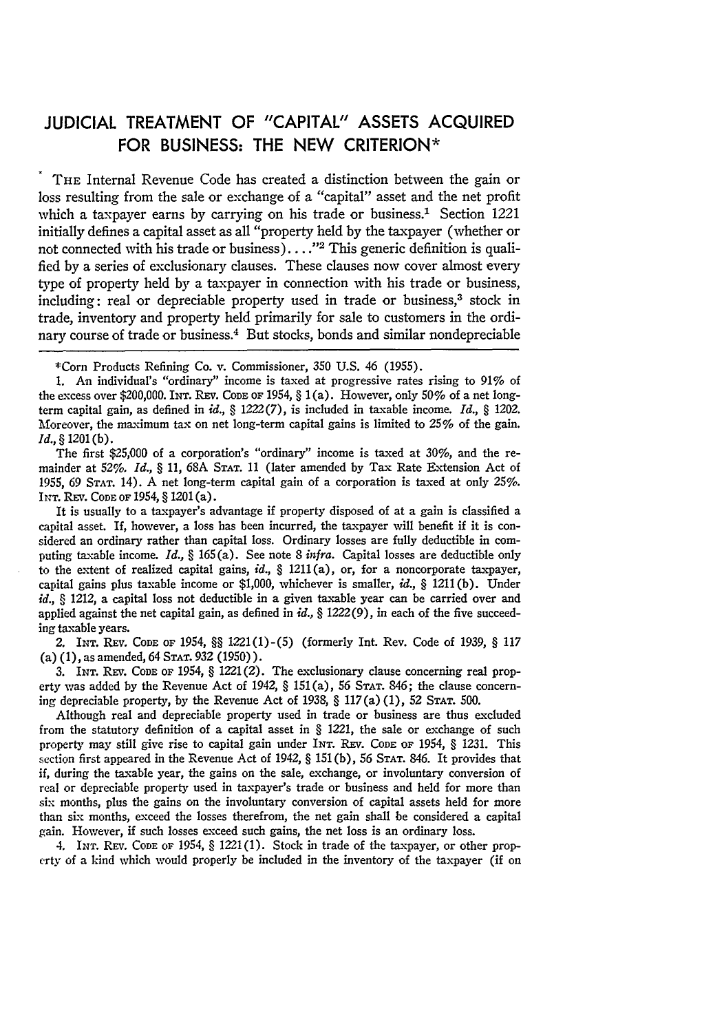# JUDICIAL TREATMENT OF "CAPITAL" ASSETS ACQUIRED FOR BUSINESS: THE NEW CRITERION*

THE Internal Revenue Code has created a distinction between the gain or loss resulting from the sale or exchange of a "capital" asset and the net profit which a taxpayer earns by carrying on his trade or business.[1] Section 1221 initially defines a capital asset as all "property held by the taxpayer (whether or not connected with his trade or business). . . ."[2] This generic definition is qualified by a series of exclusionary clauses. These clauses now cover almost every type of property held by a taxpayer in connection with his trade or business, including: real or depreciable property used in trade or business,[3] stock in trade, inventory and property held primarily for sale to customers in the ordinary course of trade or business.[4] But stocks, bonds and similar nondepreciable

---

*Corn Products Refining Co. v. Commissioner, 350 U.S. 46 (1955).

1. An individual's "ordinary" income is taxed at progressive rates rising to 91% of the excess over $200,000. INT. REV. CODE OF 1954, § 1(a). However, only 50% of a net long-term capital gain, as defined in *id.*, § 1222(7), is included in taxable income. *Id.*, § 1202. Moreover, the maximum tax on net long-term capital gains is limited to 25% of the gain. *Id.*, § 1201(b).

The first $25,000 of a corporation's "ordinary" income is taxed at 30%, and the remainder at 52%. *Id.*, § 11, 68A STAT. 11 (later amended by Tax Rate Extension Act of 1955, 69 STAT. 14). A net long-term capital gain of a corporation is taxed at only 25%. INT. REV. CODE OF 1954, § 1201(a).

It is usually to a taxpayer's advantage if property disposed of at a gain is classified a capital asset. If, however, a loss has been incurred, the taxpayer will benefit if it is considered an ordinary rather than capital loss. Ordinary losses are fully deductible in computing taxable income. *Id.*, § 165(a). See note 8 *infra*. Capital losses are deductible only to the extent of realized capital gains, *id.*, § 1211(a), or, for a noncorporate taxpayer, capital gains plus taxable income or $1,000, whichever is smaller, *id.*, § 1211(b). Under *id.*, § 1212, a capital loss not deductible in a given taxable year can be carried over and applied against the net capital gain, as defined in *id.*, § 1222(9), in each of the five succeeding taxable years.

2. INT. REV. CODE OF 1954, §§ 1221(1)-(5) (formerly Int. Rev. Code of 1939, § 117 (a)(1), as amended, 64 STAT. 932 (1950)).

3. INT. REV. CODE OF 1954, § 1221(2). The exclusionary clause concerning real property was added by the Revenue Act of 1942, § 151(a), 56 STAT. 846; the clause concerning depreciable property, by the Revenue Act of 1938, § 117(a)(1), 52 STAT. 500.

Although real and depreciable property used in trade or business are thus excluded from the statutory definition of a capital asset in § 1221, the sale or exchange of such property may still give rise to capital gain under INT. REV. CODE OF 1954, § 1231. This section first appeared in the Revenue Act of 1942, § 151(b), 56 STAT. 846. It provides that if, during the taxable year, the gains on the sale, exchange, or involuntary conversion of real or depreciable property used in taxpayer's trade or business and held for more than six months, plus the gains on the involuntary conversion of capital assets held for more than six months, exceed the losses therefrom, the net gain shall be considered a capital gain. However, if such losses exceed such gains, the net loss is an ordinary loss.

4. INT. REV. CODE OF 1954, § 1221(1). Stock in trade of the taxpayer, or other property of a kind which would properly be included in the inventory of the taxpayer (if on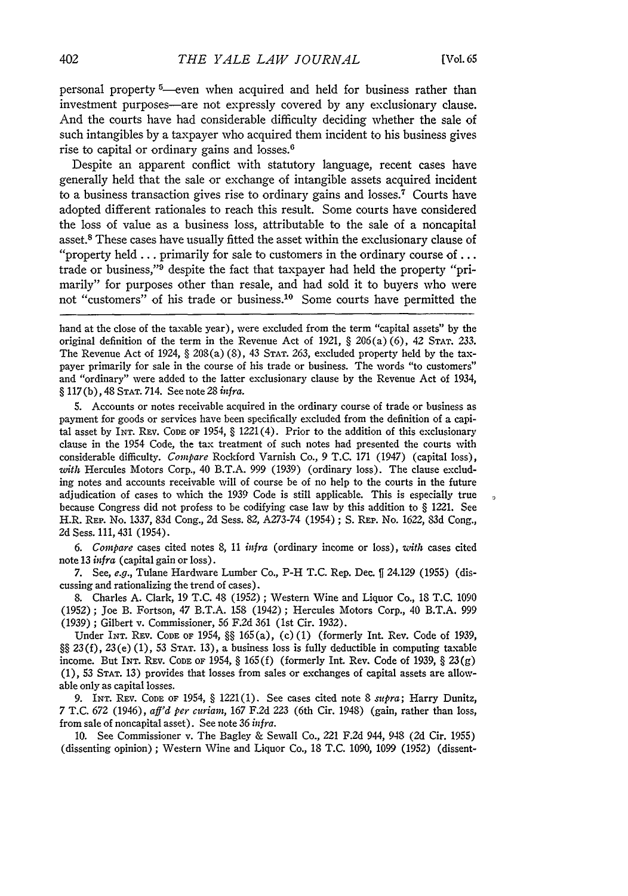personal property[5]—even when acquired and held for business rather than investment purposes—are not expressly covered by any exclusionary clause. And the courts have had considerable difficulty deciding whether the sale of such intangibles by a taxpayer who acquired them incident to his business gives rise to capital or ordinary gains and losses.[6]

Despite an apparent conflict with statutory language, recent cases have generally held that the sale or exchange of intangible assets acquired incident to a business transaction gives rise to ordinary gains and losses.[7] Courts have adopted different rationales to reach this result. Some courts have considered the loss of value as a business loss, attributable to the sale of a noncapital asset.[8] These cases have usually fitted the asset within the exclusionary clause of "property held . . . primarily for sale to customers in the ordinary course of . . . trade or business,"[9] despite the fact that taxpayer had held the property "primarily" for purposes other than resale, and had sold it to buyers who were not "customers" of his trade or business.[10] Some courts have permitted the

---

hand at the close of the taxable year), were excluded from the term "capital assets" by the original definition of the term in the Revenue Act of 1921, § 206(a)(6), 42 STAT. 233. The Revenue Act of 1924, § 208(a)(8), 43 STAT. 263, excluded property held by the taxpayer primarily for sale in the course of his trade or business. The words "to customers" and "ordinary" were added to the latter exclusionary clause by the Revenue Act of 1934, § 117(b), 48 STAT. 714. See note 28 *infra*.

5. Accounts or notes receivable acquired in the ordinary course of trade or business as payment for goods or services have been specifically excluded from the definition of a capital asset by INT. REV. CODE OF 1954, § 1221(4). Prior to the addition of this exclusionary clause in the 1954 Code, the tax treatment of such notes had presented the courts with considerable difficulty. *Compare* Rockford Varnish Co., 9 T.C. 171 (1947) (capital loss), *with* Hercules Motors Corp., 40 B.T.A. 999 (1939) (ordinary loss). The clause excluding notes and accounts receivable will of course be of no help to the courts in the future adjudication of cases to which the 1939 Code is still applicable. This is especially true because Congress did not profess to be codifying case law by this addition to § 1221. See H.R. REP. No. 1337, 83d Cong., 2d Sess. 82, A273-74 (1954); S. REP. No. 1622, 83d Cong., 2d Sess. 111, 431 (1954).

6. *Compare* cases cited notes 8, 11 *infra* (ordinary income or loss), *with* cases cited note 13 *infra* (capital gain or loss).

7. See, *e.g.*, Tulane Hardware Lumber Co., P-H T.C. Rep. Dec. ¶ 24.129 (1955) (discussing and rationalizing the trend of cases).

8. Charles A. Clark, 19 T.C. 48 (1952); Western Wine and Liquor Co., 18 T.C. 1090 (1952); Joe B. Fortson, 47 B.T.A. 158 (1942); Hercules Motors Corp., 40 B.T.A. 999 (1939); Gilbert v. Commissioner, 56 F.2d 361 (1st Cir. 1932).

Under INT. REV. CODE OF 1954, §§ 165(a), (c)(1) (formerly Int. Rev. Code of 1939, §§ 23(f), 23(e)(1), 53 STAT. 13), a business loss is fully deductible in computing taxable income. But INT. REV. CODE OF 1954, § 165(f) (formerly Int. Rev. Code of 1939, § 23(g)(1), 53 STAT. 13) provides that losses from sales or exchanges of capital assets are allowable only as capital losses.

9. INT. REV. CODE OF 1954, § 1221(1). See cases cited note 8 *supra*; Harry Dunitz, 7 T.C. 672 (1946), *aff'd per curiam*, 167 F.2d 223 (6th Cir. 1948) (gain, rather than loss, from sale of noncapital asset). See note 36 *infra*.

10. See Commissioner v. The Bagley & Sewall Co., 221 F.2d 944, 948 (2d Cir. 1955) (dissenting opinion); Western Wine and Liquor Co., 18 T.C. 1090, 1099 (1952) (dissent-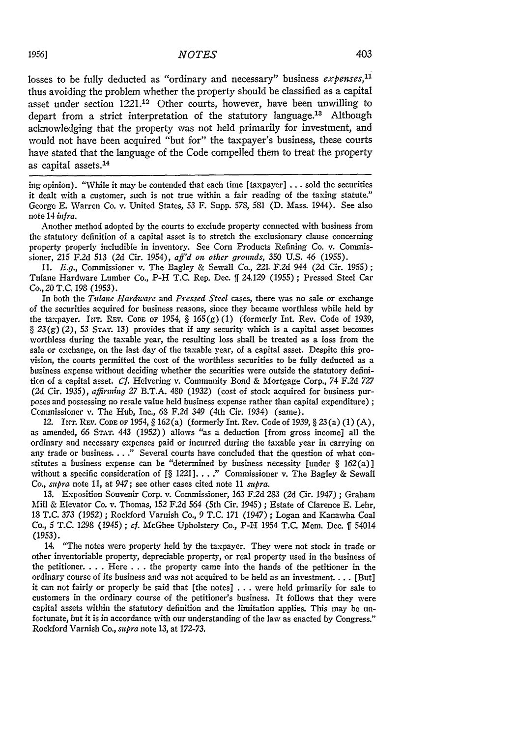losses to be fully deducted as "ordinary and necessary" business *expenses*,[11] thus avoiding the problem whether the property should be classified as a capital asset under section 1221.[12] Other courts, however, have been unwilling to depart from a strict interpretation of the statutory language.[13] Although acknowledging that the property was not held primarily for investment, and would not have been acquired "but for" the taxpayer's business, these courts have stated that the language of the Code compelled them to treat the property as capital assets.[14]

---

ing opinion). "While it may be contended that each time [taxpayer] . . . sold the securities it dealt with a customer, such is not true within a fair reading of the taxing statute." George E. Warren Co. v. United States, 53 F. Supp. 578, 581 (D. Mass. 1944). See also note 14 *infra*.

Another method adopted by the courts to exclude property connected with business from the statutory definition of a capital asset is to stretch the exclusionary clause concerning property properly includible in inventory. See Corn Products Refining Co. v. Commissioner, 215 F.2d 513 (2d Cir. 1954), *aff'd on other grounds*, 350 U.S. 46 (1955).

11. *E.g.*, Commissioner v. The Bagley & Sewall Co., 221 F.2d 944 (2d Cir. 1955); Tulane Hardware Lumber Co., P-H T.C. Rep. Dec. ¶ 24.129 (1955); Pressed Steel Car Co., 20 T.C. 198 (1953).

In both the *Tulane Hardware* and *Pressed Steel* cases, there was no sale or exchange of the securities acquired for business reasons, since they became worthless while held by the taxpayer. INT. REV. CODE OF 1954, § 165(g)(1) (formerly Int. Rev. Code of 1939, § 23(g)(2), 53 STAT. 13) provides that if any security which is a capital asset becomes worthless during the taxable year, the resulting loss shall be treated as a loss from the sale or exchange, on the last day of the taxable year, of a capital asset. Despite this provision, the courts permitted the cost of the worthless securities to be fully deducted as a business expense without deciding whether the securities were outside the statutory definition of a capital asset. *Cf.* Helvering v. Community Bond & Mortgage Corp., 74 F.2d 727 (2d Cir. 1935), *affirming* 27 B.T.A. 480 (1932) (cost of stock acquired for business purposes and possessing no resale value held business expense rather than capital expenditure); Commissioner v. The Hub, Inc., 68 F.2d 349 (4th Cir. 1934) (same).

12. INT. REV. CODE OF 1954, § 162(a) (formerly Int. Rev. Code of 1939, § 23(a)(1)(A), as amended, 66 STAT. 443 (1952)) allows "as a deduction [from gross income] all the ordinary and necessary expenses paid or incurred during the taxable year in carrying on any trade or business. . . ." Several courts have concluded that the question of what constitutes a business expense can be "determined by business necessity [under § 162(a)] without a specific consideration of [§ 1221]. . . ." Commissioner v. The Bagley & Sewall Co., *supra* note 11, at 947; see other cases cited note 11 *supra*.

13. Exposition Souvenir Corp. v. Commissioner, 163 F.2d 283 (2d Cir. 1947); Graham Mill & Elevator Co. v. Thomas, 152 F.2d 564 (5th Cir. 1945); Estate of Clarence E. Lehr, 18 T.C. 373 (1952); Rockford Varnish Co., 9 T.C. 171 (1947); Logan and Kanawha Coal Co., 5 T.C. 1298 (1945); *cf.* McGhee Upholstery Co., P-H 1954 T.C. Mem. Dec. ¶ 54014 (1953).

14. "The notes were property held by the taxpayer. They were not stock in trade or other inventoriable property, depreciable property, or real property used in the business of the petitioner. . . . Here . . . the property came into the hands of the petitioner in the ordinary course of its business and was not acquired to be held as an investment. . . . [But] it can not fairly or properly be said that [the notes] . . . were held primarily for sale to customers in the ordinary course of the petitioner's business. It follows that they were capital assets within the statutory definition and the limitation applies. This may be unfortunate, but it is in accordance with our understanding of the law as enacted by Congress." Rockford Varnish Co., *supra* note 13, at 172-73.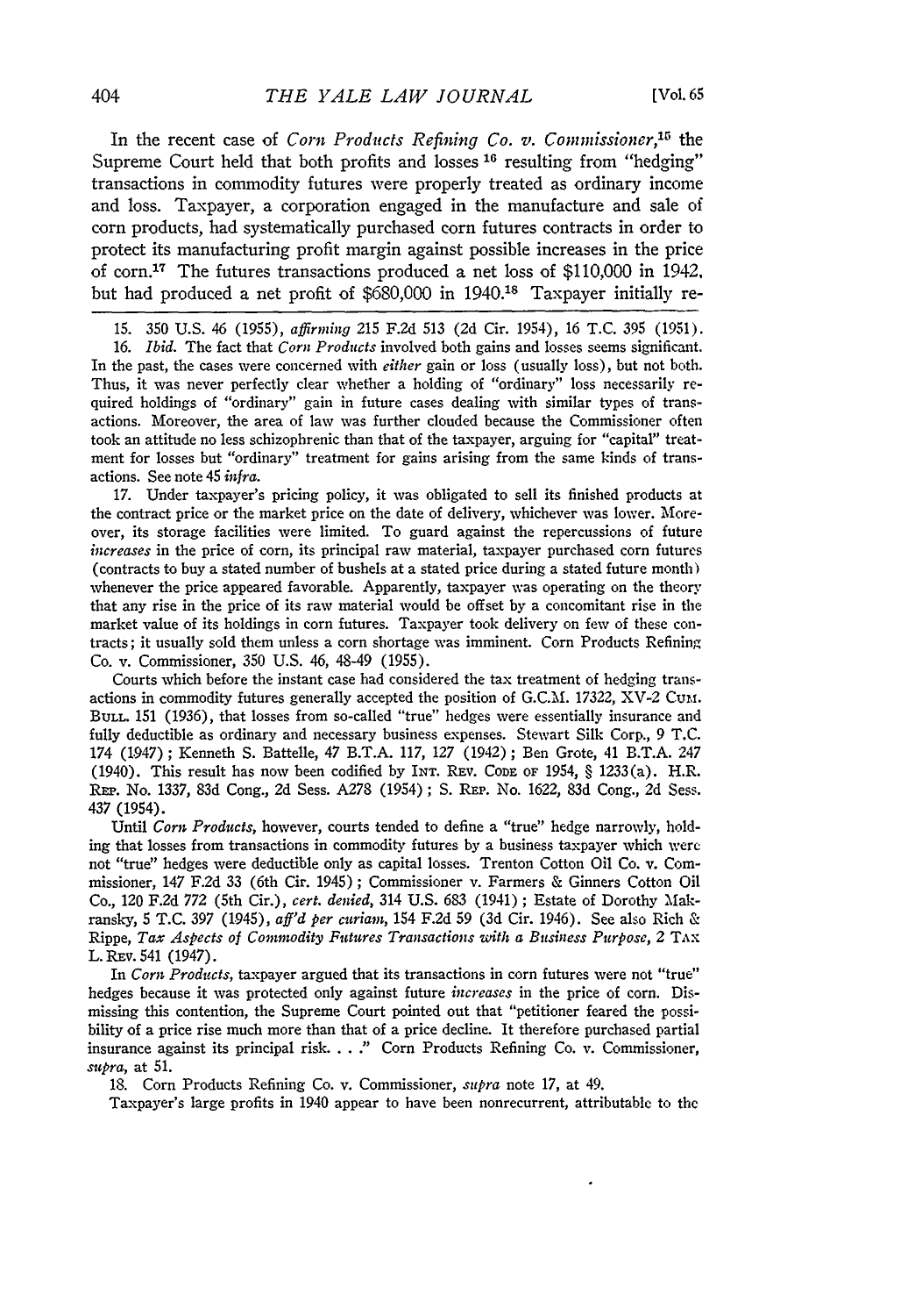In the recent case of *Corn Products Refining Co. v. Commissioner*,[15] the Supreme Court held that both profits and losses [16] resulting from "hedging" transactions in commodity futures were properly treated as ordinary income and loss. Taxpayer, a corporation engaged in the manufacture and sale of corn products, had systematically purchased corn futures contracts in order to protect its manufacturing profit margin against possible increases in the price of corn.[17] The futures transactions produced a net loss of $110,000 in 1942, but had produced a net profit of $680,000 in 1940.[18] Taxpayer initially re-

---

15. 350 U.S. 46 (1955), *affirming* 215 F.2d 513 (2d Cir. 1954), 16 T.C. 395 (1951).

16. *Ibid.* The fact that *Corn Products* involved both gains and losses seems significant. In the past, the cases were concerned with *either* gain or loss (usually loss), but not both. Thus, it was never perfectly clear whether a holding of "ordinary" loss necessarily required holdings of "ordinary" gain in future cases dealing with similar types of transactions. Moreover, the area of law was further clouded because the Commissioner often took an attitude no less schizophrenic than that of the taxpayer, arguing for "capital" treatment for losses but "ordinary" treatment for gains arising from the same kinds of transactions. See note 45 *infra.*

17. Under taxpayer's pricing policy, it was obligated to sell its finished products at the contract price or the market price on the date of delivery, whichever was lower. Moreover, its storage facilities were limited. To guard against the repercussions of future *increases* in the price of corn, its principal raw material, taxpayer purchased corn futures (contracts to buy a stated number of bushels at a stated price during a stated future month) whenever the price appeared favorable. Apparently, taxpayer was operating on the theory that any rise in the price of its raw material would be offset by a concomitant rise in the market value of its holdings in corn futures. Taxpayer took delivery on few of these contracts; it usually sold them unless a corn shortage was imminent. Corn Products Refining Co. v. Commissioner, 350 U.S. 46, 48-49 (1955).

Courts which before the instant case had considered the tax treatment of hedging transactions in commodity futures generally accepted the position of G.C.M. 17322, XV-2 CUM. BULL. 151 (1936), that losses from so-called "true" hedges were essentially insurance and fully deductible as ordinary and necessary business expenses. Stewart Silk Corp., 9 T.C. 174 (1947); Kenneth S. Battelle, 47 B.T.A. 117, 127 (1942); Ben Grote, 41 B.T.A. 247 (1940). This result has now been codified by INT. REV. CODE OF 1954, § 1233(a). H.R. REP. No. 1337, 83d Cong., 2d Sess. A278 (1954); S. REP. No. 1622, 83d Cong., 2d Sess. 437 (1954).

Until *Corn Products*, however, courts tended to define a "true" hedge narrowly, holding that losses from transactions in commodity futures by a business taxpayer which were not "true" hedges were deductible only as capital losses. Trenton Cotton Oil Co. v. Commissioner, 147 F.2d 33 (6th Cir. 1945); Commissioner v. Farmers & Ginners Cotton Oil Co., 120 F.2d 772 (5th Cir.), *cert. denied*, 314 U.S. 683 (1941); Estate of Dorothy Makransky, 5 T.C. 397 (1945), *aff'd per curiam*, 154 F.2d 59 (3d Cir. 1946). See also Rich & Rippe, *Tax Aspects of Commodity Futures Transactions with a Business Purpose*, 2 TAX L. REV. 541 (1947).

In *Corn Products*, taxpayer argued that its transactions in corn futures were not "true" hedges because it was protected only against future *increases* in the price of corn. Dismissing this contention, the Supreme Court pointed out that "petitioner feared the possibility of a price rise much more than that of a price decline. It therefore purchased partial insurance against its principal risk. . . ." Corn Products Refining Co. v. Commissioner, *supra*, at 51.

18. Corn Products Refining Co. v. Commissioner, *supra* note 17, at 49.

Taxpayer's large profits in 1940 appear to have been nonrecurrent, attributable to the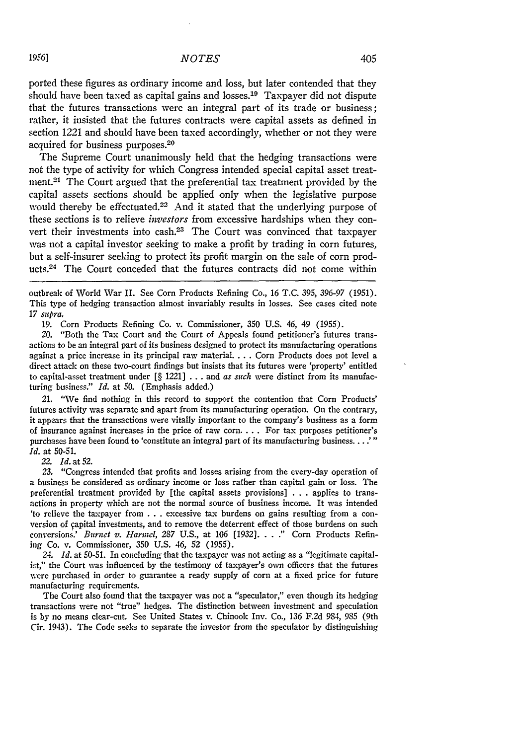ported these figures as ordinary income and loss, but later contended that they should have been taxed as capital gains and losses.[19] Taxpayer did not dispute that the futures transactions were an integral part of its trade or business; rather, it insisted that the futures contracts were capital assets as defined in section 1221 and should have been taxed accordingly, whether or not they were acquired for business purposes.[20]

The Supreme Court unanimously held that the hedging transactions were not the type of activity for which Congress intended special capital asset treatment.[21] The Court argued that the preferential tax treatment provided by the capital assets sections should be applied only when the legislative purpose would thereby be effectuated.[22] And it stated that the underlying purpose of these sections is to relieve *investors* from excessive hardships when they convert their investments into cash.[23] The Court was convinced that taxpayer was not a capital investor seeking to make a profit by trading in corn futures, but a self-insurer seeking to protect its profit margin on the sale of corn products.[24] The Court conceded that the futures contracts did not come within

---

outbreak of World War II. See Corn Products Refining Co., 16 T.C. 395, 396-97 (1951). This type of hedging transaction almost invariably results in losses. See cases cited note 17 *supra.*

19. Corn Products Refining Co. v. Commissioner, 350 U.S. 46, 49 (1955).

20. "Both the Tax Court and the Court of Appeals found petitioner's futures transactions to be an integral part of its business designed to protect its manufacturing operations against a price increase in its principal raw material. . . . Corn Products does not level a direct attack on these two-court findings but insists that its futures were 'property' entitled to capital-asset treatment under [§ 1221] . . . and *as such* were distinct from its manufacturing business." *Id.* at 50. (Emphasis added.)

21. "We find nothing in this record to support the contention that Corn Products' futures activity was separate and apart from its manufacturing operation. On the contrary, it appears that the transactions were vitally important to the company's business as a form of insurance against increases in the price of raw corn. . . . For tax purposes petitioner's purchases have been found to 'constitute an integral part of its manufacturing business. . . .' " *Id.* at 50-51.

22. *Id.* at 52.

23. "Congress intended that profits and losses arising from the every-day operation of a business be considered as ordinary income or loss rather than capital gain or loss. The preferential treatment provided by [the capital assets provisions] . . . applies to transactions in property which are not the normal source of business income. It was intended 'to relieve the taxpayer from . . . excessive tax burdens on gains resulting from a conversion of capital investments, and to remove the deterrent effect of those burdens on such conversions.' *Burnet v. Harmel,* 287 U.S., at 106 [1932]. . . ." Corn Products Refining Co. v. Commissioner, 350 U.S. 46, 52 (1955).

24. *Id.* at 50-51. In concluding that the taxpayer was not acting as a "legitimate capitalist," the Court was influenced by the testimony of taxpayer's own officers that the futures were purchased in order to guarantee a ready supply of corn at a fixed price for future manufacturing requirements.

The Court also found that the taxpayer was not a "speculator," even though its hedging transactions were not "true" hedges. The distinction between investment and speculation is by no means clear-cut. See United States v. Chinook Inv. Co., 136 F.2d 984, 985 (9th Cir. 1943). The Code seeks to separate the investor from the speculator by distinguishing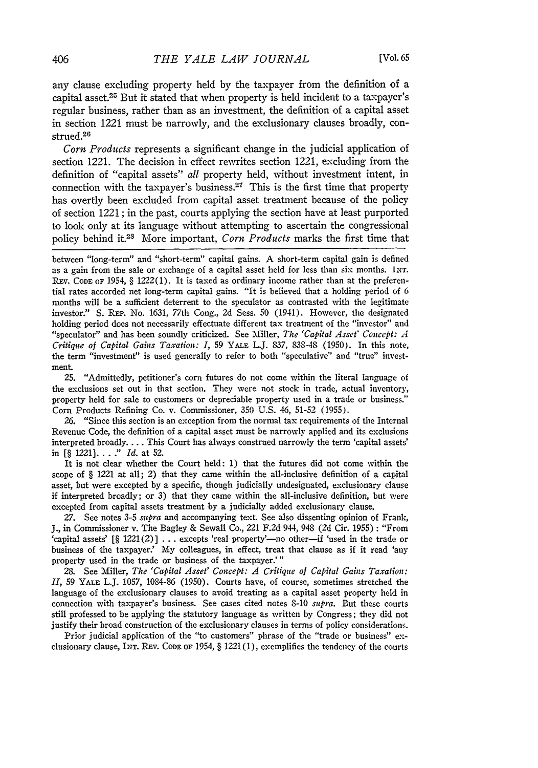any clause excluding property held by the taxpayer from the definition of a capital asset.[25] But it stated that when property is held incident to a taxpayer's regular business, rather than as an investment, the definition of a capital asset in section 1221 must be narrowly, and the exclusionary clauses broadly, construed.[26]

*Corn Products* represents a significant change in the judicial application of section 1221. The decision in effect rewrites section 1221, excluding from the definition of "capital assets" *all* property held, without investment intent, in connection with the taxpayer's business.[27] This is the first time that property has overtly been excluded from capital asset treatment because of the policy of section 1221; in the past, courts applying the section have at least purported to look only at its language without attempting to ascertain the congressional policy behind it.[28] More important, *Corn Products* marks the first time that

---

between "long-term" and "short-term" capital gains. A short-term capital gain is defined as a gain from the sale or exchange of a capital asset held for less than six months. INT. REV. CODE OF 1954, § 1222(1). It is taxed as ordinary income rather than at the preferential rates accorded net long-term capital gains. "It is believed that a holding period of 6 months will be a sufficient deterrent to the speculator as contrasted with the legitimate investor." S. REP. No. 1631, 77th Cong., 2d Sess. 50 (1941). However, the designated holding period does not necessarily effectuate different tax treatment of the "investor" and "speculator" and has been soundly criticized. See Miller, *The 'Capital Asset' Concept: A Critique of Capital Gains Taxation: I*, 59 YALE L.J. 837, 838-48 (1950). In this note, the term "investment" is used generally to refer to both "speculative" and "true" investment.

25. "Admittedly, petitioner's corn futures do not come within the literal language of the exclusions set out in that section. They were not stock in trade, actual inventory, property held for sale to customers or depreciable property used in a trade or business." Corn Products Refining Co. v. Commissioner, 350 U.S. 46, 51-52 (1955).

26. "Since this section is an exception from the normal tax requirements of the Internal Revenue Code, the definition of a capital asset must be narrowly applied and its exclusions interpreted broadly. . . . This Court has always construed narrowly the term 'capital assets' in [§ 1221]. . . ." *Id.* at 52.

It is not clear whether the Court held: 1) that the futures did not come within the scope of § 1221 at all; 2) that they came within the all-inclusive definition of a capital asset, but were excepted by a specific, though judicially undesignated, exclusionary clause if interpreted broadly; or 3) that they came within the all-inclusive definition, but were excepted from capital assets treatment by a judicially added exclusionary clause.

27. See notes 3-5 *supra* and accompanying text. See also dissenting opinion of Frank, J., in Commissioner v. The Bagley & Sewall Co., 221 F.2d 944, 948 (2d Cir. 1955): "From 'capital assets' [§ 1221(2)] . . . excepts 'real property'—no other—if 'used in the trade or business of the taxpayer.' My colleagues, in effect, treat that clause as if it read 'any property used in the trade or business of the taxpayer.'"

28. See Miller, *The 'Capital Asset' Concept: A Critique of Capital Gains Taxation: II*, 59 YALE L.J. 1057, 1084-86 (1950). Courts have, of course, sometimes stretched the language of the exclusionary clauses to avoid treating as a capital asset property held in connection with taxpayer's business. See cases cited notes 8-10 *supra*. But these courts still professed to be applying the statutory language as written by Congress; they did not justify their broad construction of the exclusionary clauses in terms of policy considerations.

Prior judicial application of the "to customers" phrase of the "trade or business" exclusionary clause, INT. REV. CODE OF 1954, § 1221(1), exemplifies the tendency of the courts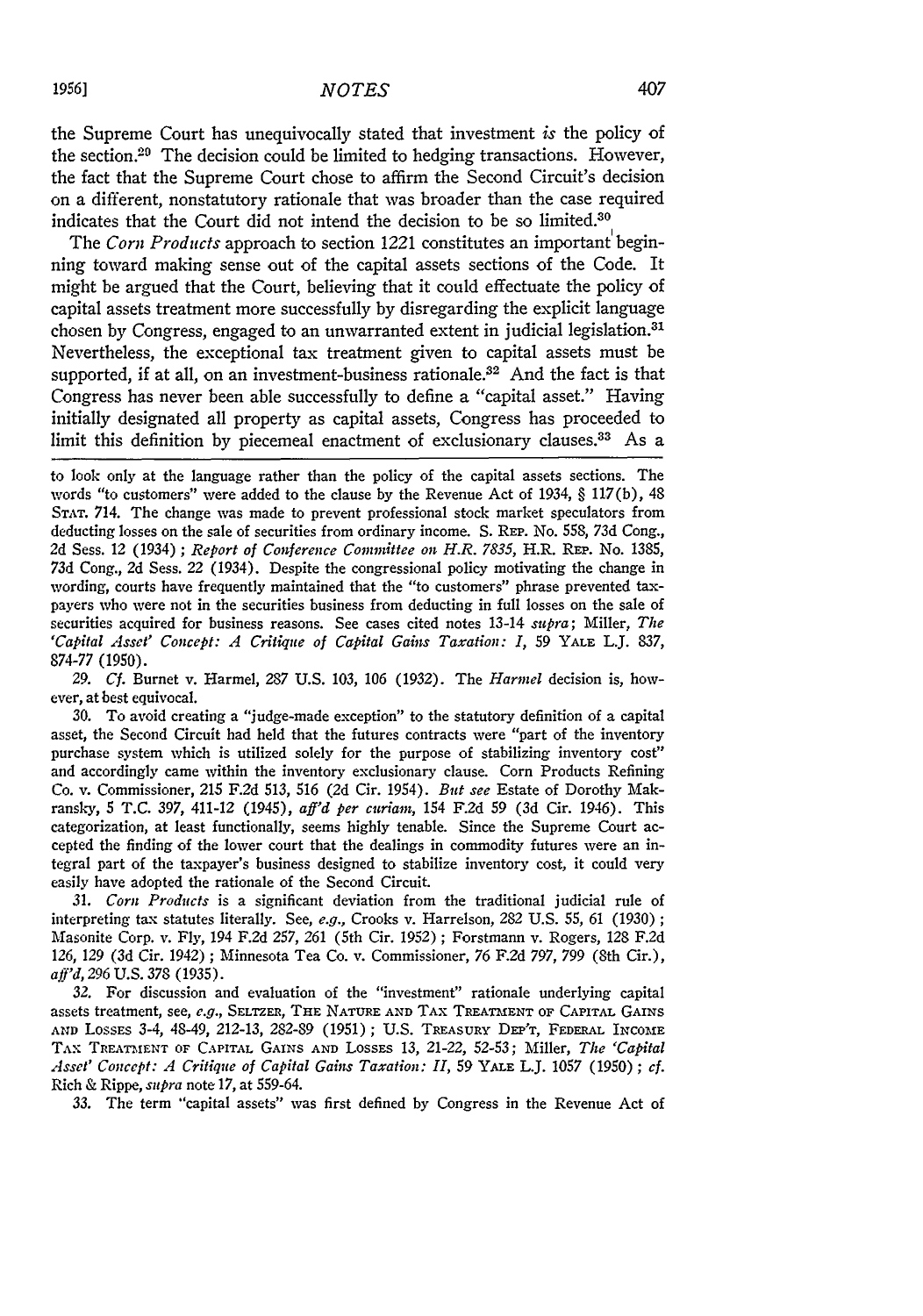the Supreme Court has unequivocally stated that investment *is* the policy of the section.[29] The decision could be limited to hedging transactions. However, the fact that the Supreme Court chose to affirm the Second Circuit's decision on a different, nonstatutory rationale that was broader than the case required indicates that the Court did not intend the decision to be so limited.[30]

The *Corn Products* approach to section 1221 constitutes an important beginning toward making sense out of the capital assets sections of the Code. It might be argued that the Court, believing that it could effectuate the policy of capital assets treatment more successfully by disregarding the explicit language chosen by Congress, engaged to an unwarranted extent in judicial legislation.[31] Nevertheless, the exceptional tax treatment given to capital assets must be supported, if at all, on an investment-business rationale.[32] And the fact is that Congress has never been able successfully to define a "capital asset." Having initially designated all property as capital assets, Congress has proceeded to limit this definition by piecemeal enactment of exclusionary clauses.[33] As a

---

to look only at the language rather than the policy of the capital assets sections. The words "to customers" were added to the clause by the Revenue Act of 1934, § 117(b), 48 STAT. 714. The change was made to prevent professional stock market speculators from deducting losses on the sale of securities from ordinary income. S. REP. No. 558, 73d Cong., 2d Sess. 12 (1934); *Report of Conference Committee on H.R. 7835*, H.R. REP. No. 1385, 73d Cong., 2d Sess. 22 (1934). Despite the congressional policy motivating the change in wording, courts have frequently maintained that the "to customers" phrase prevented taxpayers who were not in the securities business from deducting in full losses on the sale of securities acquired for business reasons. See cases cited notes 13-14 *supra*; Miller, *The 'Capital Asset' Concept: A Critique of Capital Gains Taxation: I*, 59 YALE L.J. 837, 874-77 (1950).

29. *Cf.* Burnet v. Harmel, 287 U.S. 103, 106 (1932). The *Harmel* decision is, however, at best equivocal.

30. To avoid creating a "judge-made exception" to the statutory definition of a capital asset, the Second Circuit had held that the futures contracts were "part of the inventory purchase system which is utilized solely for the purpose of stabilizing inventory cost" and accordingly came within the inventory exclusionary clause. Corn Products Refining Co. v. Commissioner, 215 F.2d 513, 516 (2d Cir. 1954). *But see* Estate of Dorothy Makransky, 5 T.C. 397, 411-12 (1945), *aff'd per curiam*, 154 F.2d 59 (3d Cir. 1946). This categorization, at least functionally, seems highly tenable. Since the Supreme Court accepted the finding of the lower court that the dealings in commodity futures were an integral part of the taxpayer's business designed to stabilize inventory cost, it could very easily have adopted the rationale of the Second Circuit.

31. *Corn Products* is a significant deviation from the traditional judicial rule of interpreting tax statutes literally. See, *e.g.*, Crooks v. Harrelson, 282 U.S. 55, 61 (1930); Masonite Corp. v. Fly, 194 F.2d 257, 261 (5th Cir. 1952); Forstmann v. Rogers, 128 F.2d 126, 129 (3d Cir. 1942); Minnesota Tea Co. v. Commissioner, 76 F.2d 797, 799 (8th Cir.), *aff'd*, 296 U.S. 378 (1935).

32. For discussion and evaluation of the "investment" rationale underlying capital assets treatment, see, *e.g.*, SELTZER, THE NATURE AND TAX TREATMENT OF CAPITAL GAINS AND LOSSES 3-4, 48-49, 212-13, 282-89 (1951); U.S. TREASURY DEP'T, FEDERAL INCOME TAX TREATMENT OF CAPITAL GAINS AND LOSSES 13, 21-22, 52-53; Miller, *The 'Capital Asset' Concept: A Critique of Capital Gains Taxation: II*, 59 YALE L.J. 1057 (1950); *cf.* Rich & Rippe, *supra* note 17, at 559-64.

33. The term "capital assets" was first defined by Congress in the Revenue Act of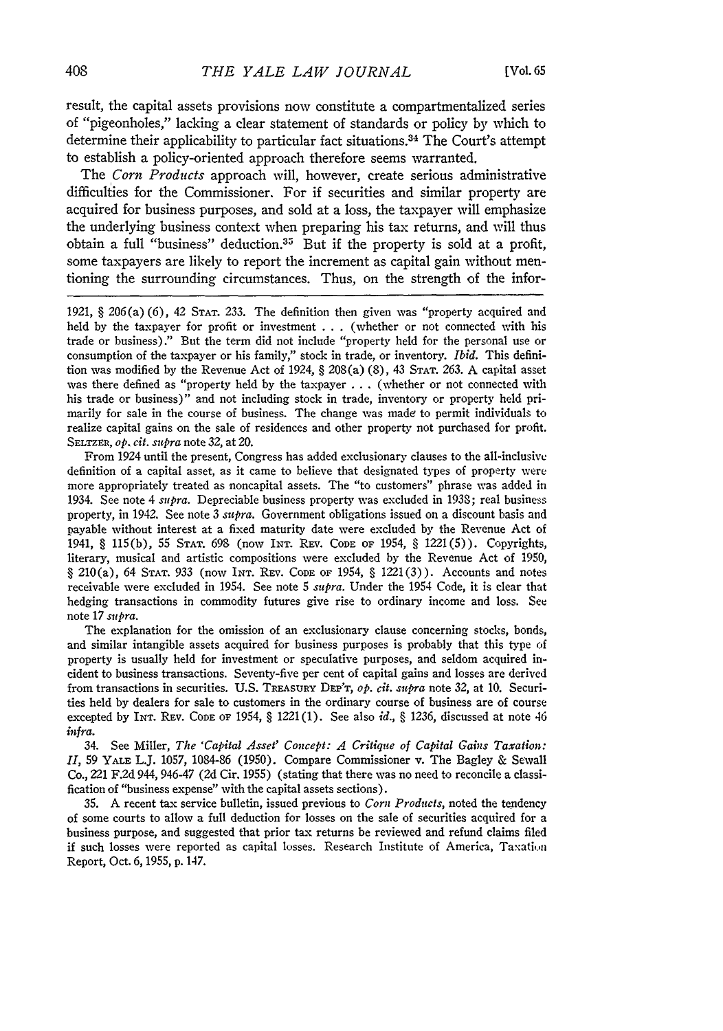result, the capital assets provisions now constitute a compartmentalized series of "pigeonholes," lacking a clear statement of standards or policy by which to determine their applicability to particular fact situations.[34] The Court's attempt to establish a policy-oriented approach therefore seems warranted.

The *Corn Products* approach will, however, create serious administrative difficulties for the Commissioner. For if securities and similar property are acquired for business purposes, and sold at a loss, the taxpayer will emphasize the underlying business context when preparing his tax returns, and will thus obtain a full "business" deduction.[35] But if the property is sold at a profit, some taxpayers are likely to report the increment as capital gain without mentioning the surrounding circumstances. Thus, on the strength of the infor-

---

1921, § 206(a)(6), 42 STAT. 233. The definition then given was "property acquired and held by the taxpayer for profit or investment . . . (whether or not connected with his trade or business)." But the term did not include "property held for the personal use or consumption of the taxpayer or his family," stock in trade, or inventory. *Ibid.* This definition was modified by the Revenue Act of 1924, § 208(a)(8), 43 STAT. 263. A capital asset was there defined as "property held by the taxpayer . . . (whether or not connected with his trade or business)" and not including stock in trade, inventory or property held primarily for sale in the course of business. The change was made to permit individuals to realize capital gains on the sale of residences and other property not purchased for profit. SELTZER, *op. cit. supra* note 32, at 20.

From 1924 until the present, Congress has added exclusionary clauses to the all-inclusive definition of a capital asset, as it came to believe that designated types of property were more appropriately treated as noncapital assets. The "to customers" phrase was added in 1934. See note 4 *supra*. Depreciable business property was excluded in 1938; real business property, in 1942. See note 3 *supra*. Government obligations issued on a discount basis and payable without interest at a fixed maturity date were excluded by the Revenue Act of 1941, § 115(b), 55 STAT. 698 (now INT. REV. CODE OF 1954, § 1221(5)). Copyrights, literary, musical and artistic compositions were excluded by the Revenue Act of 1950, § 210(a), 64 STAT. 933 (now INT. REV. CODE OF 1954, § 1221(3)). Accounts and notes receivable were excluded in 1954. See note 5 *supra*. Under the 1954 Code, it is clear that hedging transactions in commodity futures give rise to ordinary income and loss. See note 17 *supra*.

The explanation for the omission of an exclusionary clause concerning stocks, bonds, and similar intangible assets acquired for business purposes is probably that this type of property is usually held for investment or speculative purposes, and seldom acquired incident to business transactions. Seventy-five per cent of capital gains and losses are derived from transactions in securities. U.S. TREASURY DEP'T, *op. cit. supra* note 32, at 10. Securities held by dealers for sale to customers in the ordinary course of business are of course excepted by INT. REV. CODE OF 1954, § 1221(1). See also *id.*, § 1236, discussed at note 46 *infra*.

34. See Miller, *The 'Capital Asset' Concept: A Critique of Capital Gains Taxation: II*, 59 YALE L.J. 1057, 1084-86 (1950). Compare Commissioner v. The Bagley & Sewall Co., 221 F.2d 944, 946-47 (2d Cir. 1955) (stating that there was no need to reconcile a classification of "business expense" with the capital assets sections).

35. A recent tax service bulletin, issued previous to *Corn Products*, noted the tendency of some courts to allow a full deduction for losses on the sale of securities acquired for a business purpose, and suggested that prior tax returns be reviewed and refund claims filed if such losses were reported as capital losses. Research Institute of America, Taxation Report, Oct. 6, 1955, p. 147.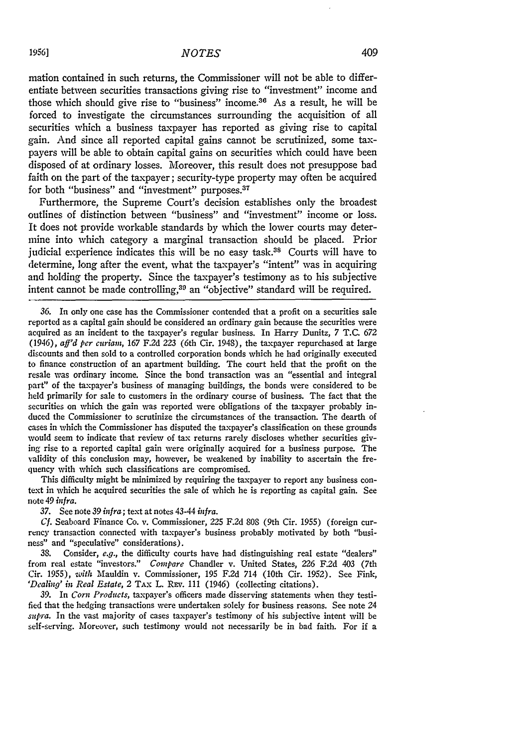mation contained in such returns, the Commissioner will not be able to differentiate between securities transactions giving rise to "investment" income and those which should give rise to "business" income.[36] As a result, he will be forced to investigate the circumstances surrounding the acquisition of all securities which a business taxpayer has reported as giving rise to capital gain. And since all reported capital gains cannot be scrutinized, some taxpayers will be able to obtain capital gains on securities which could have been disposed of at ordinary losses. Moreover, this result does not presuppose bad faith on the part of the taxpayer; security-type property may often be acquired for both "business" and "investment" purposes.[37]

Furthermore, the Supreme Court's decision establishes only the broadest outlines of distinction between "business" and "investment" income or loss. It does not provide workable standards by which the lower courts may determine into which category a marginal transaction should be placed. Prior judicial experience indicates this will be no easy task.[38] Courts will have to determine, long after the event, what the taxpayer's "intent" was in acquiring and holding the property. Since the taxpayer's testimony as to his subjective intent cannot be made controlling,[39] an "objective" standard will be required.

---

36. In only one case has the Commissioner contended that a profit on a securities sale reported as a capital gain should be considered an ordinary gain because the securities were acquired as an incident to the taxpayer's regular business. In Harry Dunitz, 7 T.C. 672 (1946), *aff'd per curiam*, 167 F.2d 223 (6th Cir. 1948), the taxpayer repurchased at large discounts and then sold to a controlled corporation bonds which he had originally executed to finance construction of an apartment building. The court held that the profit on the resale was ordinary income. Since the bond transaction was an "essential and integral part" of the taxpayer's business of managing buildings, the bonds were considered to be held primarily for sale to customers in the ordinary course of business. The fact that the securities on which the gain was reported were obligations of the taxpayer probably induced the Commissioner to scrutinize the circumstances of the transaction. The dearth of cases in which the Commissioner has disputed the taxpayer's classification on these grounds would seem to indicate that review of tax returns rarely discloses whether securities giving rise to a reported capital gain were originally acquired for a business purpose. The validity of this conclusion may, however, be weakened by inability to ascertain the frequency with which such classifications are compromised.

This difficulty might be minimized by requiring the taxpayer to report any business context in which he acquired securities the sale of which he is reporting as capital gain. See note 49 *infra*.

37. See note 39 *infra*; text at notes 43-44 *infra*.

*Cf.* Seaboard Finance Co. v. Commissioner, 225 F.2d 808 (9th Cir. 1955) (foreign currency transaction connected with taxpayer's business probably motivated by both "business" and "speculative" considerations).

38. Consider, *e.g.*, the difficulty courts have had distinguishing real estate "dealers" from real estate "investors." *Compare* Chandler v. United States, 226 F.2d 403 (7th Cir. 1955), *with* Mauldin v. Commissioner, 195 F.2d 714 (10th Cir. 1952). See Fink, *'Dealing' in Real Estate*, 2 TAX L. REV. 111 (1946) (collecting citations).

39. In *Corn Products*, taxpayer's officers made disserving statements when they testified that the hedging transactions were undertaken solely for business reasons. See note 24 *supra*. In the vast majority of cases taxpayer's testimony of his subjective intent will be self-serving. Moreover, such testimony would not necessarily be in bad faith. For if a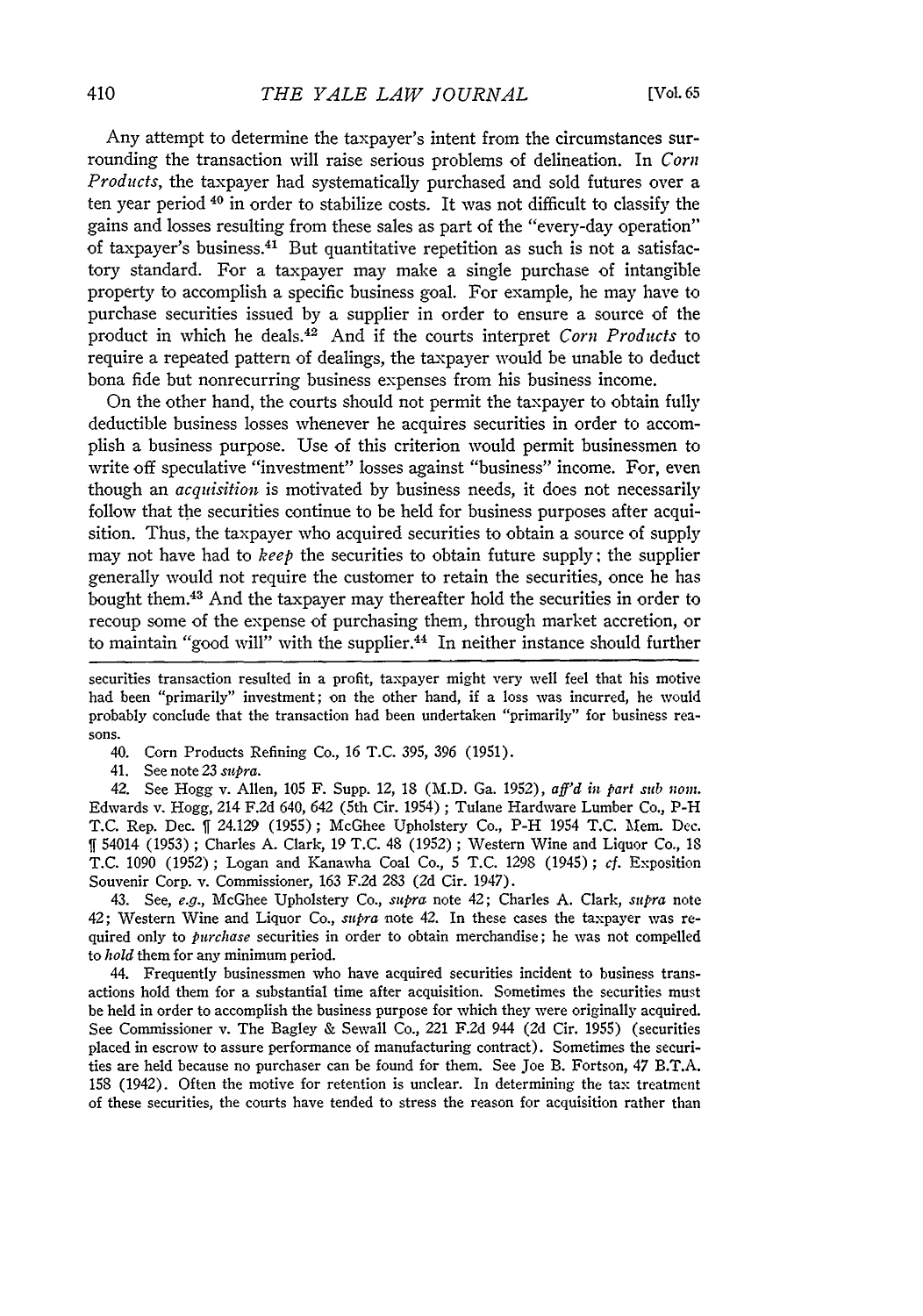Any attempt to determine the taxpayer's intent from the circumstances surrounding the transaction will raise serious problems of delineation. In *Corn Products*, the taxpayer had systematically purchased and sold futures over a ten year period [40] in order to stabilize costs. It was not difficult to classify the gains and losses resulting from these sales as part of the "every-day operation" of taxpayer's business.[41] But quantitative repetition as such is not a satisfactory standard. For a taxpayer may make a single purchase of intangible property to accomplish a specific business goal. For example, he may have to purchase securities issued by a supplier in order to ensure a source of the product in which he deals.[42] And if the courts interpret *Corn Products* to require a repeated pattern of dealings, the taxpayer would be unable to deduct bona fide but nonrecurring business expenses from his business income.

On the other hand, the courts should not permit the taxpayer to obtain fully deductible business losses whenever he acquires securities in order to accomplish a business purpose. Use of this criterion would permit businessmen to write off speculative "investment" losses against "business" income. For, even though an *acquisition* is motivated by business needs, it does not necessarily follow that the securities continue to be held for business purposes after acquisition. Thus, the taxpayer who acquired securities to obtain a source of supply may not have had to *keep* the securities to obtain future supply; the supplier generally would not require the customer to retain the securities, once he has bought them.[43] And the taxpayer may thereafter hold the securities in order to recoup some of the expense of purchasing them, through market accretion, or to maintain "good will" with the supplier.[44] In neither instance should further

securities transaction resulted in a profit, taxpayer might very well feel that his motive had been "primarily" investment; on the other hand, if a loss was incurred, he would probably conclude that the transaction had been undertaken "primarily" for business reasons.

40. Corn Products Refining Co., 16 T.C. 395, 396 (1951).

41. See note 23 *supra*.

42. See Hogg v. Allen, 105 F. Supp. 12, 18 (M.D. Ga. 1952), *aff'd in part sub nom.* Edwards v. Hogg, 214 F.2d 640, 642 (5th Cir. 1954); Tulane Hardware Lumber Co., P-H T.C. Rep. Dec. ¶ 24.129 (1955); McGhee Upholstery Co., P-H 1954 T.C. Mem. Dec. ¶ 54014 (1953); Charles A. Clark, 19 T.C. 48 (1952); Western Wine and Liquor Co., 18 T.C. 1090 (1952); Logan and Kanawha Coal Co., 5 T.C. 1298 (1945); *cf.* Exposition Souvenir Corp. v. Commissioner, 163 F.2d 283 (2d Cir. 1947).

43. See, *e.g.*, McGhee Upholstery Co., *supra* note 42; Charles A. Clark, *supra* note 42; Western Wine and Liquor Co., *supra* note 42. In these cases the taxpayer was required only to *purchase* securities in order to obtain merchandise; he was not compelled to *hold* them for any minimum period.

44. Frequently businessmen who have acquired securities incident to business transactions hold them for a substantial time after acquisition. Sometimes the securities must be held in order to accomplish the business purpose for which they were originally acquired. See Commissioner v. The Bagley & Sewall Co., 221 F.2d 944 (2d Cir. 1955) (securities placed in escrow to assure performance of manufacturing contract). Sometimes the securities are held because no purchaser can be found for them. See Joe B. Fortson, 47 B.T.A. 158 (1942). Often the motive for retention is unclear. In determining the tax treatment of these securities, the courts have tended to stress the reason for acquisition rather than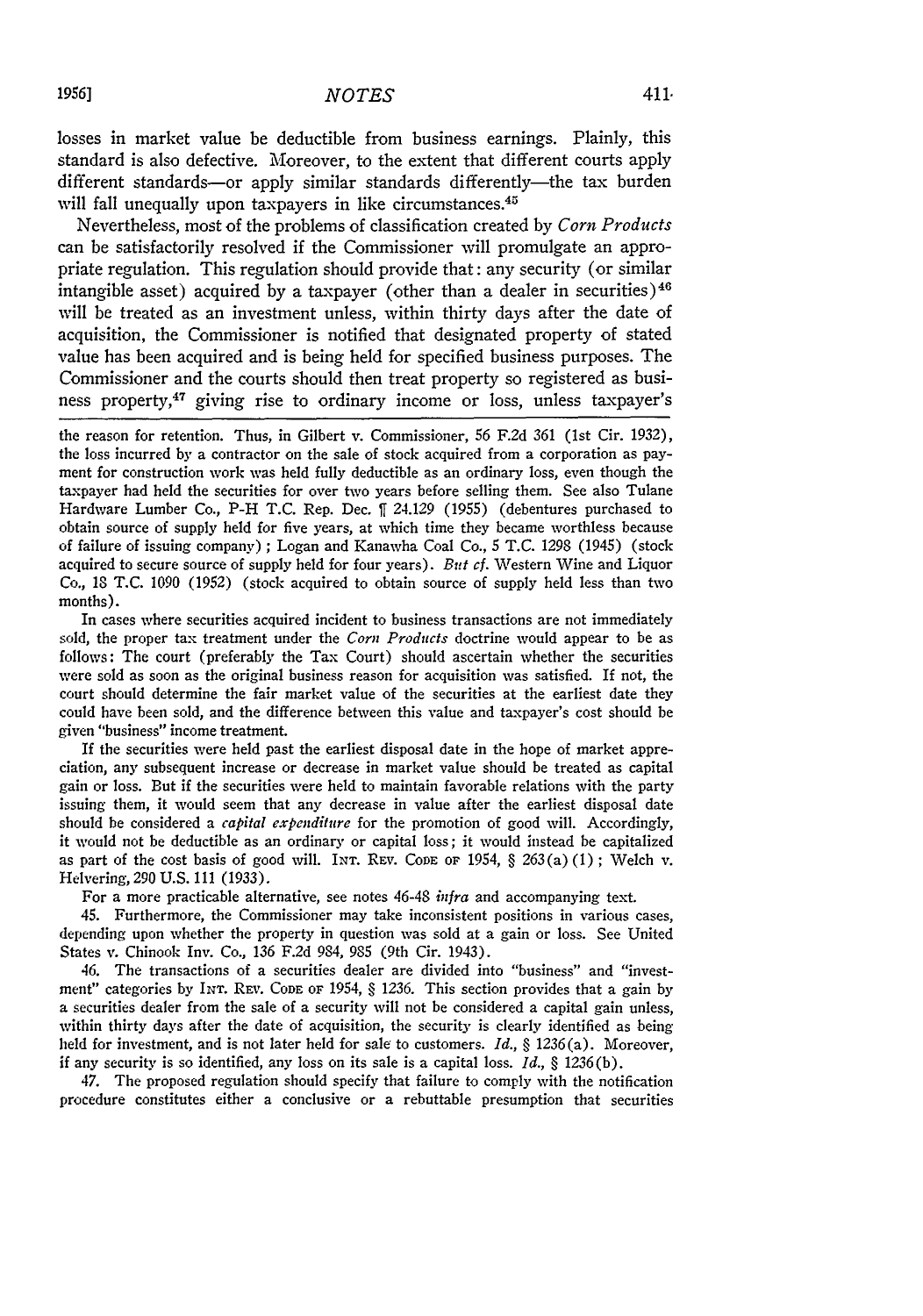losses in market value be deductible from business earnings. Plainly, this standard is also defective. Moreover, to the extent that different courts apply different standards—or apply similar standards differently—the tax burden will fall unequally upon taxpayers in like circumstances.[45]

Nevertheless, most of the problems of classification created by *Corn Products* can be satisfactorily resolved if the Commissioner will promulgate an appropriate regulation. This regulation should provide that: any security (or similar intangible asset) acquired by a taxpayer (other than a dealer in securities)[46] will be treated as an investment unless, within thirty days after the date of acquisition, the Commissioner is notified that designated property of stated value has been acquired and is being held for specified business purposes. The Commissioner and the courts should then treat property so registered as business property,[47] giving rise to ordinary income or loss, unless taxpayer's

---

the reason for retention. Thus, in Gilbert v. Commissioner, 56 F.2d 361 (1st Cir. 1932), the loss incurred by a contractor on the sale of stock acquired from a corporation as payment for construction work was held fully deductible as an ordinary loss, even though the taxpayer had held the securities for over two years before selling them. See also Tulane Hardware Lumber Co., P-H T.C. Rep. Dec. ¶ 24.129 (1955) (debentures purchased to obtain source of supply held for five years, at which time they became worthless because of failure of issuing company); Logan and Kanawha Coal Co., 5 T.C. 1298 (1945) (stock acquired to secure source of supply held for four years). *But cf.* Western Wine and Liquor Co., 18 T.C. 1090 (1952) (stock acquired to obtain source of supply held less than two months).

In cases where securities acquired incident to business transactions are not immediately sold, the proper tax treatment under the *Corn Products* doctrine would appear to be as follows: The court (preferably the Tax Court) should ascertain whether the securities were sold as soon as the original business reason for acquisition was satisfied. If not, the court should determine the fair market value of the securities at the earliest date they could have been sold, and the difference between this value and taxpayer's cost should be given "business" income treatment.

If the securities were held past the earliest disposal date in the hope of market appreciation, any subsequent increase or decrease in market value should be treated as capital gain or loss. But if the securities were held to maintain favorable relations with the party issuing them, it would seem that any decrease in value after the earliest disposal date should be considered a *capital expenditure* for the promotion of good will. Accordingly, it would not be deductible as an ordinary or capital loss; it would instead be capitalized as part of the cost basis of good will. INT. REV. CODE OF 1954, § 263(a)(1); Welch v. Helvering, 290 U.S. 111 (1933).

For a more practicable alternative, see notes 46-48 *infra* and accompanying text.

45. Furthermore, the Commissioner may take inconsistent positions in various cases, depending upon whether the property in question was sold at a gain or loss. See United States v. Chinook Inv. Co., 136 F.2d 984, 985 (9th Cir. 1943).

46. The transactions of a securities dealer are divided into "business" and "investment" categories by INT. REV. CODE OF 1954, § 1236. This section provides that a gain by a securities dealer from the sale of a security will not be considered a capital gain unless, within thirty days after the date of acquisition, the security is clearly identified as being held for investment, and is not later held for sale to customers. *Id.*, § 1236(a). Moreover, if any security is so identified, any loss on its sale is a capital loss. *Id.*, § 1236(b).

47. The proposed regulation should specify that failure to comply with the notification procedure constitutes either a conclusive or a rebuttable presumption that securities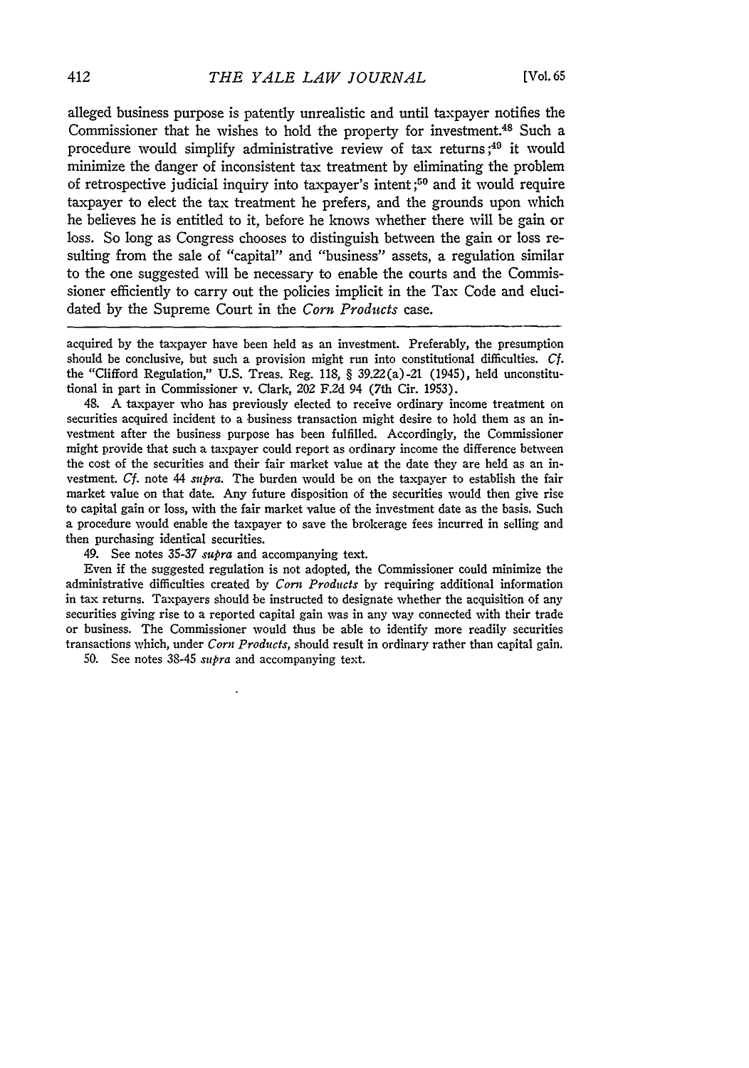alleged business purpose is patently unrealistic and until taxpayer notifies the Commissioner that he wishes to hold the property for investment.[48] Such a procedure would simplify administrative review of tax returns;[49] it would minimize the danger of inconsistent tax treatment by eliminating the problem of retrospective judicial inquiry into taxpayer's intent;[50] and it would require taxpayer to elect the tax treatment he prefers, and the grounds upon which he believes he is entitled to it, before he knows whether there will be gain or loss. So long as Congress chooses to distinguish between the gain or loss resulting from the sale of "capital" and "business" assets, a regulation similar to the one suggested will be necessary to enable the courts and the Commissioner efficiently to carry out the policies implicit in the Tax Code and elucidated by the Supreme Court in the *Corn Products* case.

---

acquired by the taxpayer have been held as an investment. Preferably, the presumption should be conclusive, but such a provision might run into constitutional difficulties. *Cf.* the "Clifford Regulation," U.S. Treas. Reg. 118, § 39.22(a)-21 (1945), held unconstitutional in part in Commissioner v. Clark, 202 F.2d 94 (7th Cir. 1953).

48. A taxpayer who has previously elected to receive ordinary income treatment on securities acquired incident to a business transaction might desire to hold them as an investment after the business purpose has been fulfilled. Accordingly, the Commissioner might provide that such a taxpayer could report as ordinary income the difference between the cost of the securities and their fair market value at the date they are held as an investment. *Cf.* note 44 *supra.* The burden would be on the taxpayer to establish the fair market value on that date. Any future disposition of the securities would then give rise to capital gain or loss, with the fair market value of the investment date as the basis. Such a procedure would enable the taxpayer to save the brokerage fees incurred in selling and then purchasing identical securities.

49. See notes 35-37 *supra* and accompanying text.

Even if the suggested regulation is not adopted, the Commissioner could minimize the administrative difficulties created by *Corn Products* by requiring additional information in tax returns. Taxpayers should be instructed to designate whether the acquisition of any securities giving rise to a reported capital gain was in any way connected with their trade or business. The Commissioner would thus be able to identify more readily securities transactions which, under *Corn Products*, should result in ordinary rather than capital gain.

50. See notes 38-45 *supra* and accompanying text.